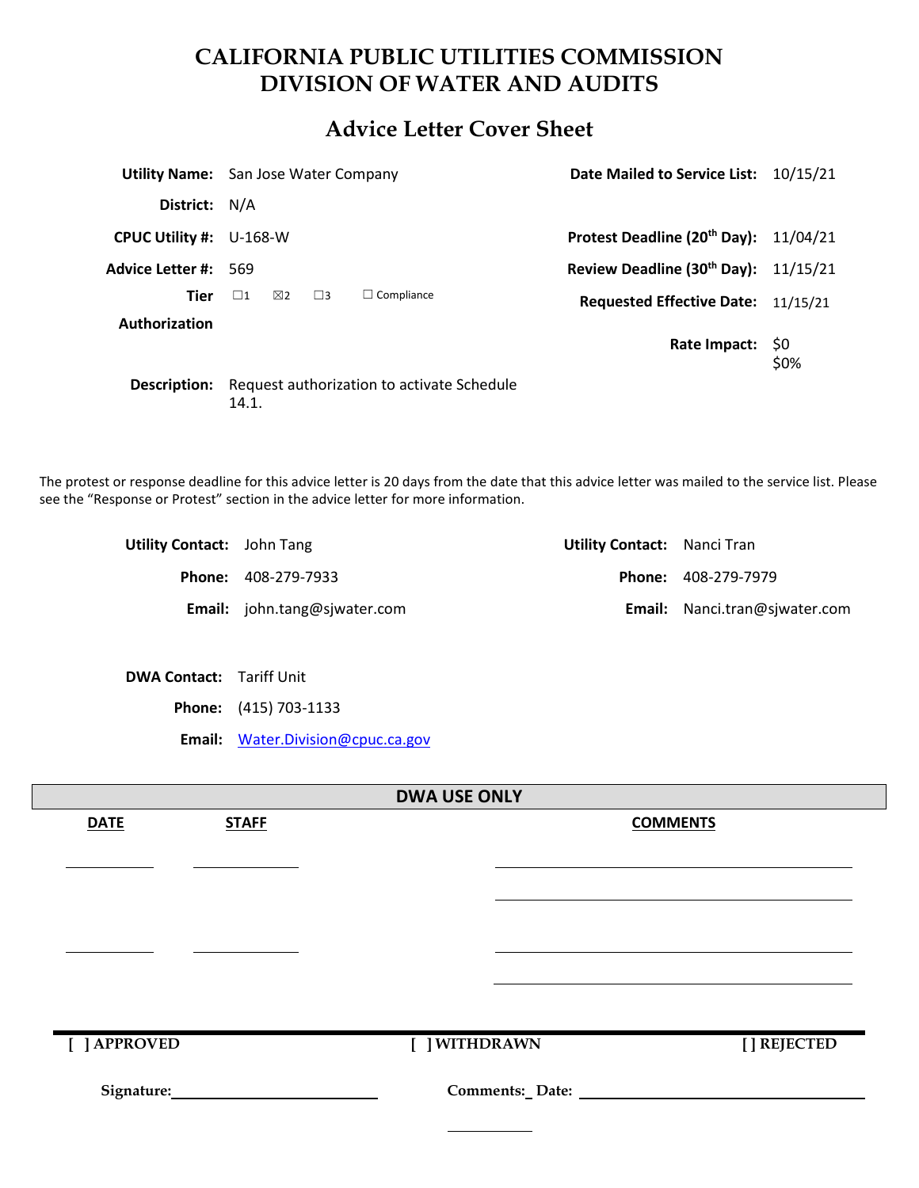# CALIFORNIA PUBLIC UTILITIES COMMISSION
# DIVISION OF WATER AND AUDITS

## Advice Letter Cover Sheet

**Utility Name:** San Jose Water Company

**District:** N/A

**CPUC Utility #:** U-168-W

**Advice Letter #:** 569

**Tier** ☐1 ☒2 ☐3 ☐ Compliance

**Authorization**

**Description:** Request authorization to activate Schedule 14.1.

**Date Mailed to Service List:** 10/15/21

**Protest Deadline (20th Day):** 11/04/21

**Review Deadline (30th Day):** 11/15/21

**Requested Effective Date:** 11/15/21

**Rate Impact:** $0
$0%

The protest or response deadline for this advice letter is 20 days from the date that this advice letter was mailed to the service list. Please see the "Response or Protest" section in the advice letter for more information.

**Utility Contact:** John Tang
**Phone:** 408-279-7933
**Email:** john.tang@sjwater.com

**Utility Contact:** Nanci Tran
**Phone:** 408-279-7979
**Email:** Nanci.tran@sjwater.com

**DWA Contact:** Tariff Unit
**Phone:** (415) 703-1133
**Email:** Water.Division@cpuc.ca.gov

**DWA USE ONLY**

| DATE | STAFF | COMMENTS |
| --- | --- | --- |
| | | |
| | | |

[ ] APPROVED [ ] WITHDRAWN [ ] REJECTED

Signature: Comments: Date: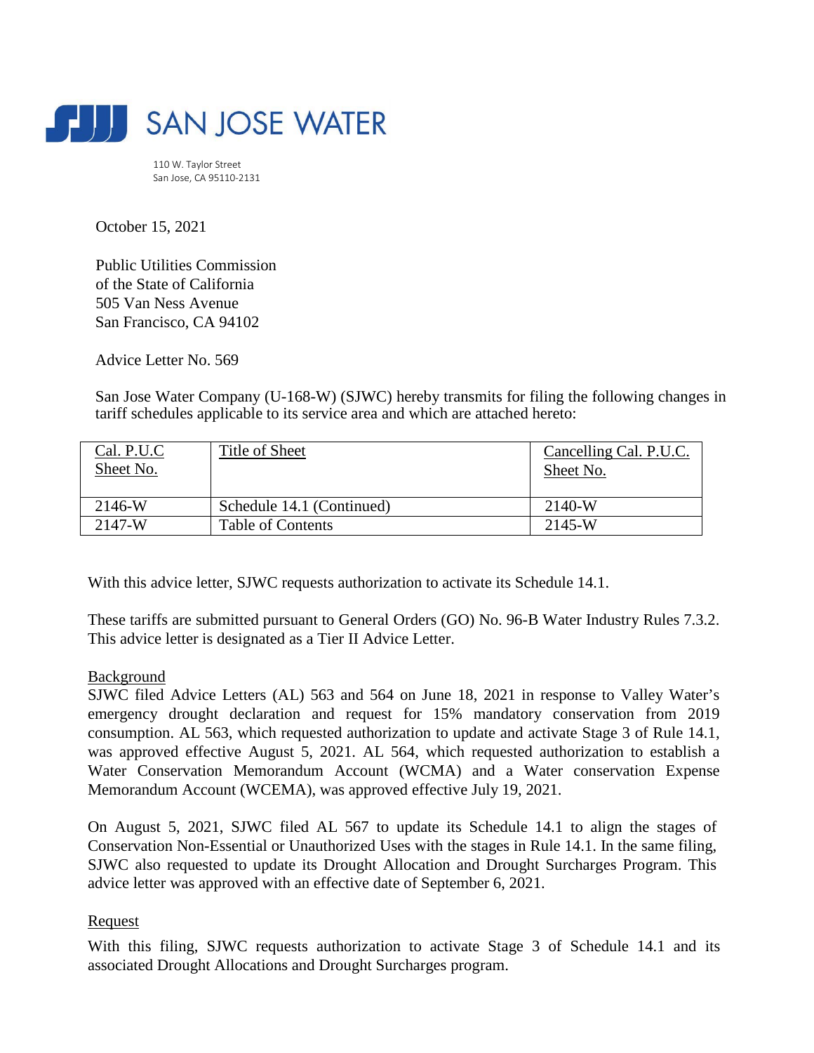SAN JOSE WATER

110 W. Taylor Street
San Jose, CA 95110-2131

October 15, 2021

Public Utilities Commission
of the State of California
505 Van Ness Avenue
San Francisco, CA 94102

Advice Letter No. 569

San Jose Water Company (U-168-W) (SJWC) hereby transmits for filing the following changes in tariff schedules applicable to its service area and which are attached hereto:

| Cal. P.U.C Sheet No. | Title of Sheet | Cancelling Cal. P.U.C. Sheet No. |
|---|---|---|
| 2146-W | Schedule 14.1 (Continued) | 2140-W |
| 2147-W | Table of Contents | 2145-W |

With this advice letter, SJWC requests authorization to activate its Schedule 14.1.

These tariffs are submitted pursuant to General Orders (GO) No. 96-B Water Industry Rules 7.3.2. This advice letter is designated as a Tier II Advice Letter.

Background

SJWC filed Advice Letters (AL) 563 and 564 on June 18, 2021 in response to Valley Water's emergency drought declaration and request for 15% mandatory conservation from 2019 consumption. AL 563, which requested authorization to update and activate Stage 3 of Rule 14.1, was approved effective August 5, 2021. AL 564, which requested authorization to establish a Water Conservation Memorandum Account (WCMA) and a Water conservation Expense Memorandum Account (WCEMA), was approved effective July 19, 2021.

On August 5, 2021, SJWC filed AL 567 to update its Schedule 14.1 to align the stages of Conservation Non-Essential or Unauthorized Uses with the stages in Rule 14.1. In the same filing, SJWC also requested to update its Drought Allocation and Drought Surcharges Program. This advice letter was approved with an effective date of September 6, 2021.

Request

With this filing, SJWC requests authorization to activate Stage 3 of Schedule 14.1 and its associated Drought Allocations and Drought Surcharges program.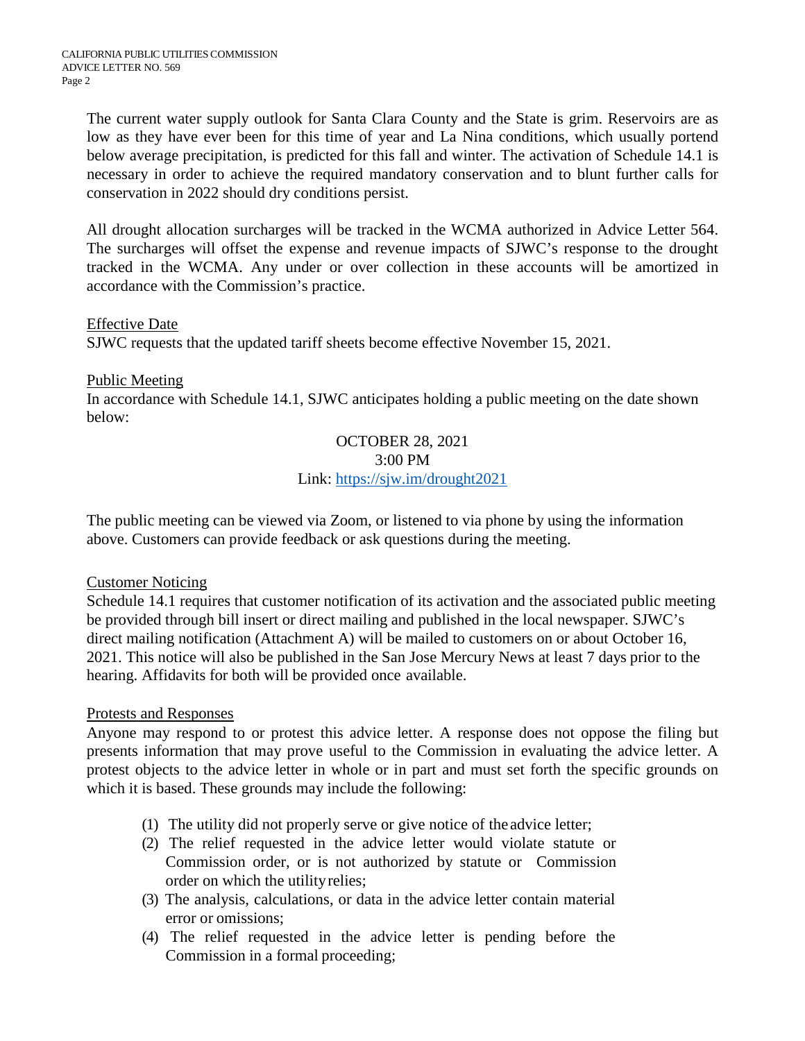The current water supply outlook for Santa Clara County and the State is grim. Reservoirs are as low as they have ever been for this time of year and La Nina conditions, which usually portend below average precipitation, is predicted for this fall and winter. The activation of Schedule 14.1 is necessary in order to achieve the required mandatory conservation and to blunt further calls for conservation in 2022 should dry conditions persist.

All drought allocation surcharges will be tracked in the WCMA authorized in Advice Letter 564. The surcharges will offset the expense and revenue impacts of SJWC's response to the drought tracked in the WCMA. Any under or over collection in these accounts will be amortized in accordance with the Commission's practice.

Effective Date

SJWC requests that the updated tariff sheets become effective November 15, 2021.

Public Meeting

In accordance with Schedule 14.1, SJWC anticipates holding a public meeting on the date shown below:

OCTOBER 28, 2021
3:00 PM
Link: https://sjw.im/drought2021

The public meeting can be viewed via Zoom, or listened to via phone by using the information above. Customers can provide feedback or ask questions during the meeting.

Customer Noticing

Schedule 14.1 requires that customer notification of its activation and the associated public meeting be provided through bill insert or direct mailing and published in the local newspaper. SJWC's direct mailing notification (Attachment A) will be mailed to customers on or about October 16, 2021. This notice will also be published in the San Jose Mercury News at least 7 days prior to the hearing. Affidavits for both will be provided once available.

Protests and Responses

Anyone may respond to or protest this advice letter. A response does not oppose the filing but presents information that may prove useful to the Commission in evaluating the advice letter. A protest objects to the advice letter in whole or in part and must set forth the specific grounds on which it is based. These grounds may include the following:

(1) The utility did not properly serve or give notice of the advice letter;
(2) The relief requested in the advice letter would violate statute or Commission order, or is not authorized by statute or Commission order on which the utility relies;
(3) The analysis, calculations, or data in the advice letter contain material error or omissions;
(4) The relief requested in the advice letter is pending before the Commission in a formal proceeding;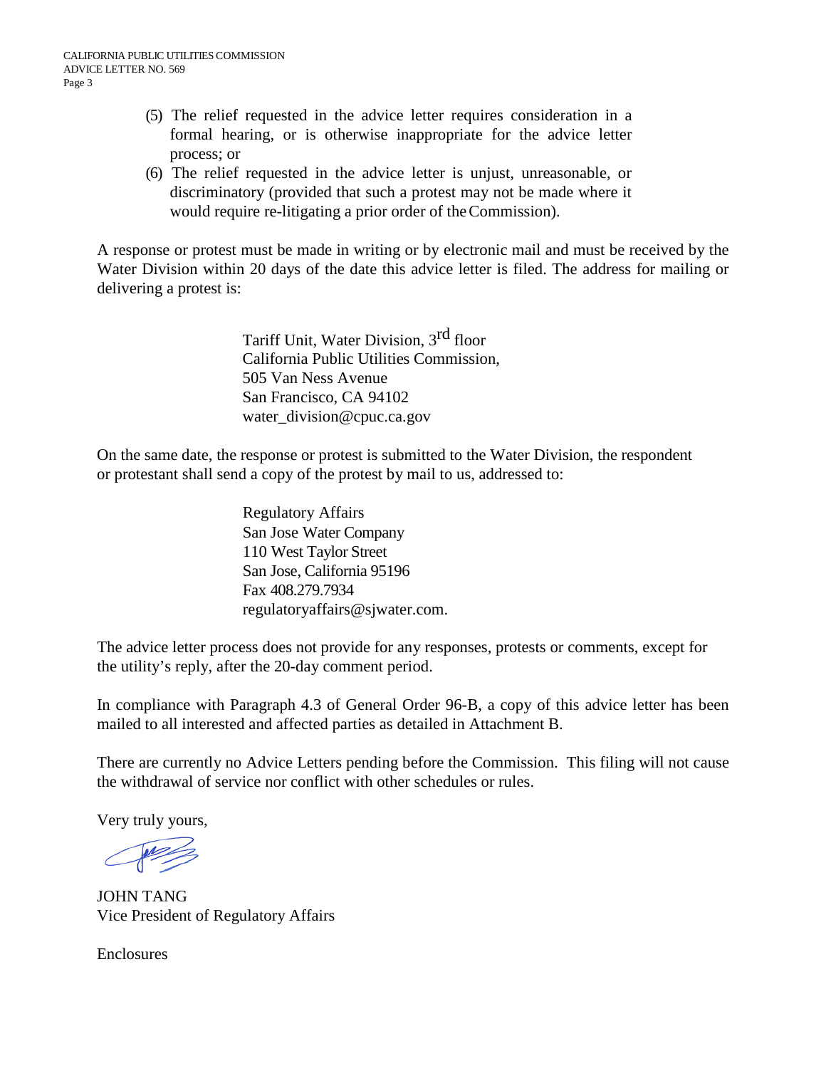(5) The relief requested in the advice letter requires consideration in a formal hearing, or is otherwise inappropriate for the advice letter process; or

(6) The relief requested in the advice letter is unjust, unreasonable, or discriminatory (provided that such a protest may not be made where it would require re-litigating a prior order of the Commission).

A response or protest must be made in writing or by electronic mail and must be received by the Water Division within 20 days of the date this advice letter is filed. The address for mailing or delivering a protest is:

Tariff Unit, Water Division, 3rd floor
California Public Utilities Commission,
505 Van Ness Avenue
San Francisco, CA 94102
water_division@cpuc.ca.gov

On the same date, the response or protest is submitted to the Water Division, the respondent or protestant shall send a copy of the protest by mail to us, addressed to:

Regulatory Affairs
San Jose Water Company
110 West Taylor Street
San Jose, California 95196
Fax 408.279.7934
regulatoryaffairs@sjwater.com.

The advice letter process does not provide for any responses, protests or comments, except for the utility's reply, after the 20-day comment period.

In compliance with Paragraph 4.3 of General Order 96-B, a copy of this advice letter has been mailed to all interested and affected parties as detailed in Attachment B.

There are currently no Advice Letters pending before the Commission. This filing will not cause the withdrawal of service nor conflict with other schedules or rules.

Very truly yours,

JOHN TANG
Vice President of Regulatory Affairs

Enclosures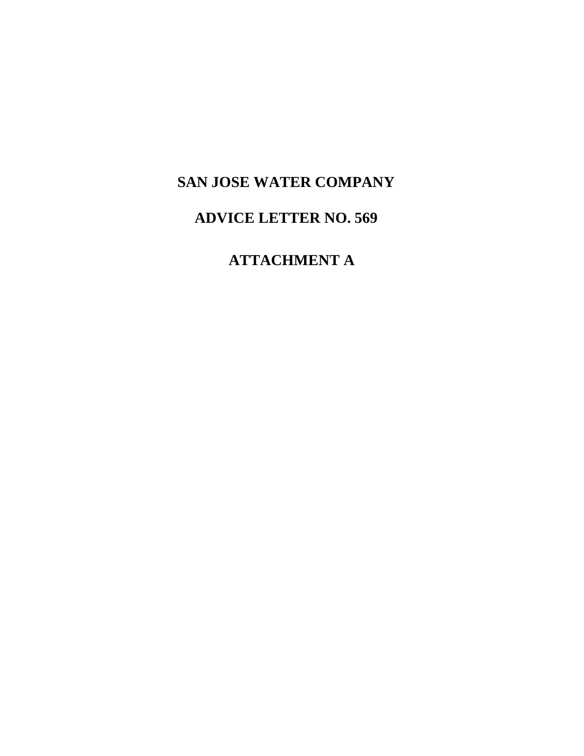# SAN JOSE WATER COMPANY

# ADVICE LETTER NO. 569

# ATTACHMENT A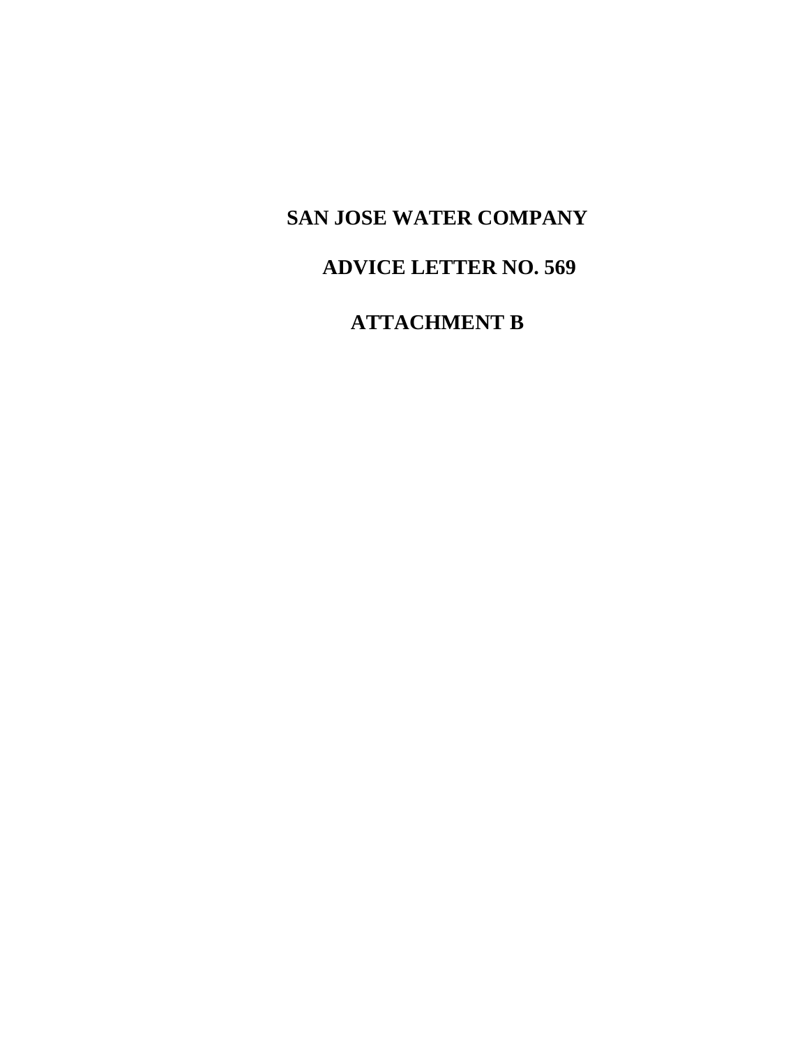# SAN JOSE WATER COMPANY

## ADVICE LETTER NO. 569

## ATTACHMENT B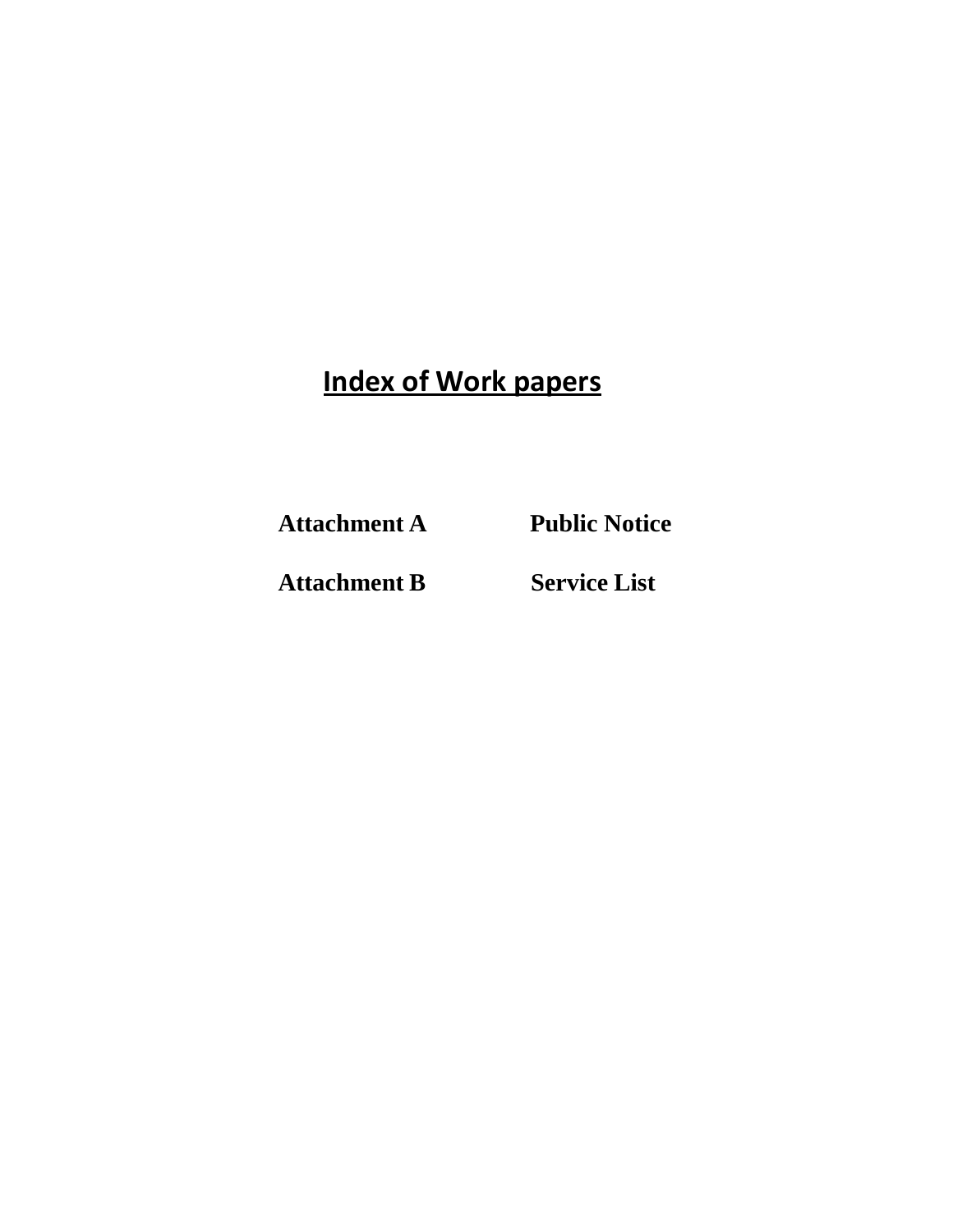# **Index of Work papers**

| | |
|---|---|
| **Attachment A** | **Public Notice** |
| **Attachment B** | **Service List** |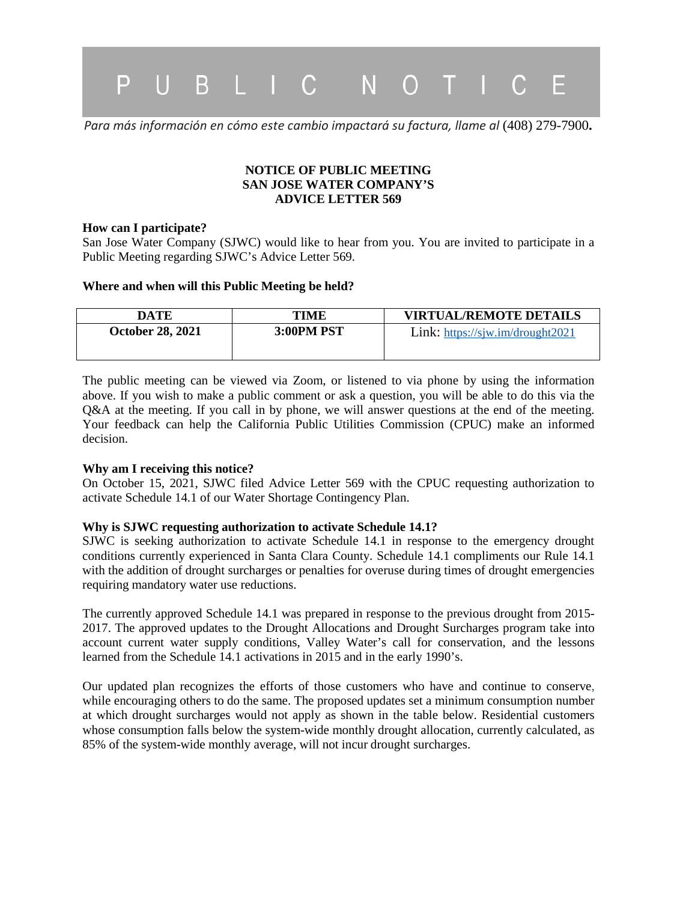// PUBLIC NOTICE

*Para más información en cómo este cambio impactará su factura, llame al* (408) 279-7900**.**

**NOTICE OF PUBLIC MEETING**
**SAN JOSE WATER COMPANY'S**
**ADVICE LETTER 569**

**How can I participate?**

San Jose Water Company (SJWC) would like to hear from you. You are invited to participate in a Public Meeting regarding SJWC's Advice Letter 569.

**Where and when will this Public Meeting be held?**

| DATE | TIME | VIRTUAL/REMOTE DETAILS |
|---|---|---|
| October 28, 2021 | 3:00PM PST | Link: https://sjw.im/drought2021 |

The public meeting can be viewed via Zoom, or listened to via phone by using the information above. If you wish to make a public comment or ask a question, you will be able to do this via the Q&A at the meeting. If you call in by phone, we will answer questions at the end of the meeting. Your feedback can help the California Public Utilities Commission (CPUC) make an informed decision.

**Why am I receiving this notice?**

On October 15, 2021, SJWC filed Advice Letter 569 with the CPUC requesting authorization to activate Schedule 14.1 of our Water Shortage Contingency Plan.

**Why is SJWC requesting authorization to activate Schedule 14.1?**

SJWC is seeking authorization to activate Schedule 14.1 in response to the emergency drought conditions currently experienced in Santa Clara County. Schedule 14.1 compliments our Rule 14.1 with the addition of drought surcharges or penalties for overuse during times of drought emergencies requiring mandatory water use reductions.

The currently approved Schedule 14.1 was prepared in response to the previous drought from 2015-2017. The approved updates to the Drought Allocations and Drought Surcharges program take into account current water supply conditions, Valley Water's call for conservation, and the lessons learned from the Schedule 14.1 activations in 2015 and in the early 1990's.

Our updated plan recognizes the efforts of those customers who have and continue to conserve, while encouraging others to do the same. The proposed updates set a minimum consumption number at which drought surcharges would not apply as shown in the table below. Residential customers whose consumption falls below the system-wide monthly drought allocation, currently calculated, as 85% of the system-wide monthly average, will not incur drought surcharges.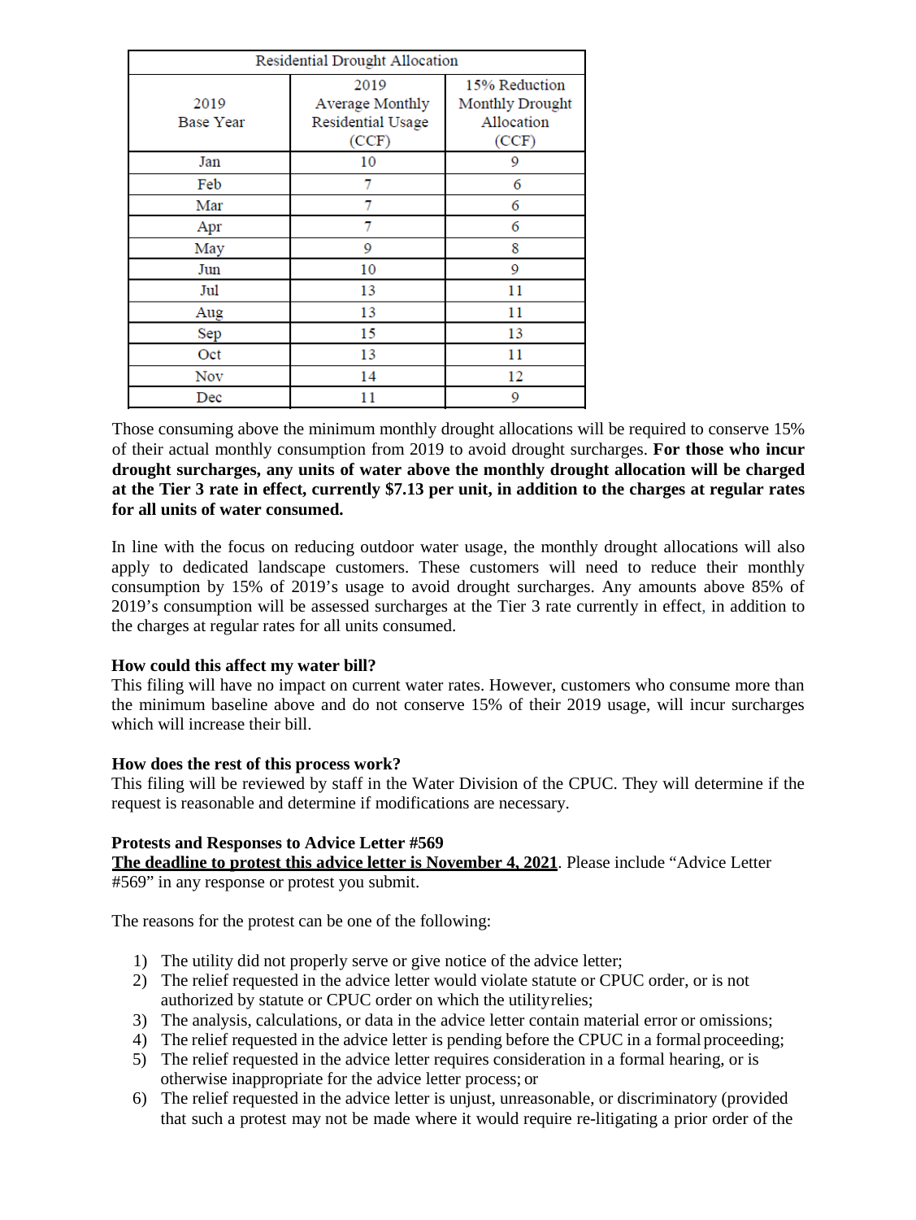| Residential Drought Allocation | | |
|---|---|---|
| 2019 Base Year | 2019 Average Monthly Residential Usage (CCF) | 15% Reduction Monthly Drought Allocation (CCF) |
| Jan | 10 | 9 |
| Feb | 7 | 6 |
| Mar | 7 | 6 |
| Apr | 7 | 6 |
| May | 9 | 8 |
| Jun | 10 | 9 |
| Jul | 13 | 11 |
| Aug | 13 | 11 |
| Sep | 15 | 13 |
| Oct | 13 | 11 |
| Nov | 14 | 12 |
| Dec | 11 | 9 |

Those consuming above the minimum monthly drought allocations will be required to conserve 15% of their actual monthly consumption from 2019 to avoid drought surcharges. **For those who incur drought surcharges, any units of water above the monthly drought allocation will be charged at the Tier 3 rate in effect, currently $7.13 per unit, in addition to the charges at regular rates for all units of water consumed.**

In line with the focus on reducing outdoor water usage, the monthly drought allocations will also apply to dedicated landscape customers. These customers will need to reduce their monthly consumption by 15% of 2019's usage to avoid drought surcharges. Any amounts above 85% of 2019's consumption will be assessed surcharges at the Tier 3 rate currently in effect, in addition to the charges at regular rates for all units consumed.

**How could this affect my water bill?**
This filing will have no impact on current water rates. However, customers who consume more than the minimum baseline above and do not conserve 15% of their 2019 usage, will incur surcharges which will increase their bill.

**How does the rest of this process work?**
This filing will be reviewed by staff in the Water Division of the CPUC. They will determine if the request is reasonable and determine if modifications are necessary.

**Protests and Responses to Advice Letter #569**
**<u>The deadline to protest this advice letter is November 4, 2021</u>**. Please include "Advice Letter #569" in any response or protest you submit.

The reasons for the protest can be one of the following:

1) The utility did not properly serve or give notice of the advice letter;
2) The relief requested in the advice letter would violate statute or CPUC order, or is not authorized by statute or CPUC order on which the utility relies;
3) The analysis, calculations, or data in the advice letter contain material error or omissions;
4) The relief requested in the advice letter is pending before the CPUC in a formal proceeding;
5) The relief requested in the advice letter requires consideration in a formal hearing, or is otherwise inappropriate for the advice letter process; or
6) The relief requested in the advice letter is unjust, unreasonable, or discriminatory (provided that such a protest may not be made where it would require re-litigating a prior order of the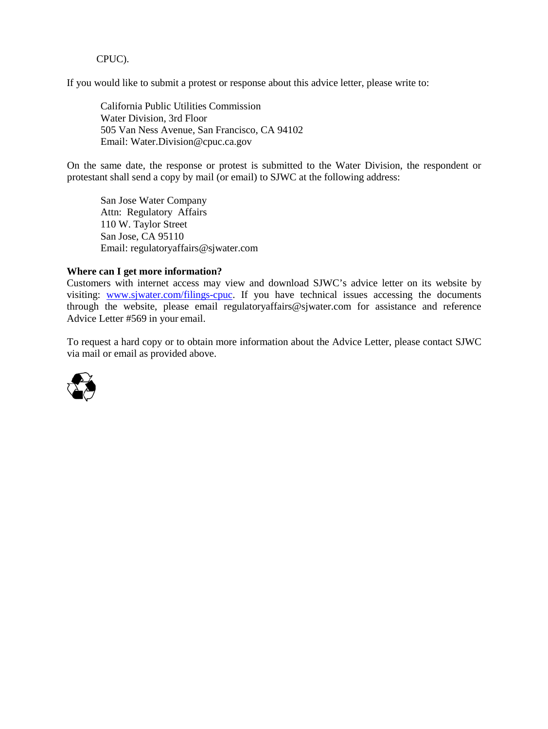CPUC).

If you would like to submit a protest or response about this advice letter, please write to:

California Public Utilities Commission
Water Division, 3rd Floor
505 Van Ness Avenue, San Francisco, CA 94102
Email: Water.Division@cpuc.ca.gov

On the same date, the response or protest is submitted to the Water Division, the respondent or protestant shall send a copy by mail (or email) to SJWC at the following address:

San Jose Water Company
Attn: Regulatory Affairs
110 W. Taylor Street
San Jose, CA 95110
Email: regulatoryaffairs@sjwater.com

**Where can I get more information?**
Customers with internet access may view and download SJWC's advice letter on its website by visiting: [www.sjwater.com/filings-cpuc](www.sjwater.com/filings-cpuc). If you have technical issues accessing the documents through the website, please email regulatoryaffairs@sjwater.com for assistance and reference Advice Letter #569 in your email.

To request a hard copy or to obtain more information about the Advice Letter, please contact SJWC via mail or email as provided above.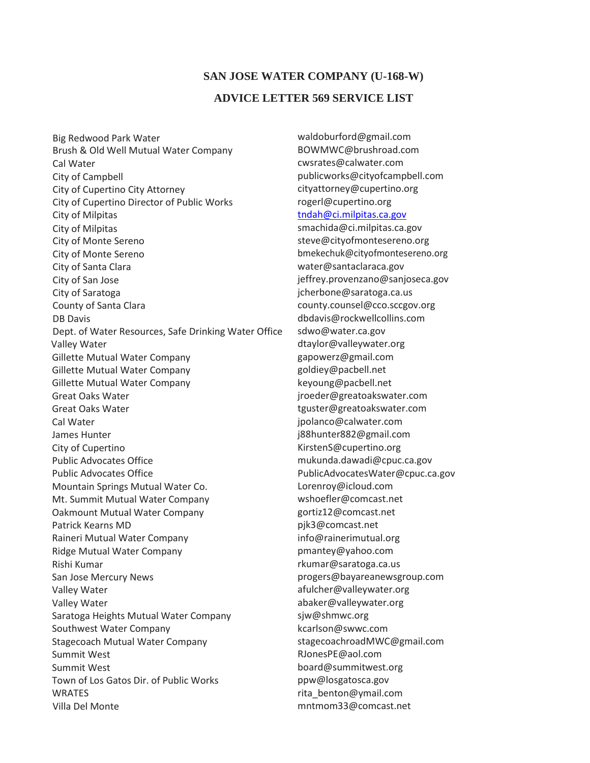# SAN JOSE WATER COMPANY (U-168-W)

## ADVICE LETTER 569 SERVICE LIST

| | |
|---|---|
| Big Redwood Park Water | waldoburford@gmail.com |
| Brush & Old Well Mutual Water Company | BOWMWC@brushroad.com |
| Cal Water | cwsrates@calwater.com |
| City of Campbell | publicworks@cityofcampbell.com |
| City of Cupertino City Attorney | cityattorney@cupertino.org |
| City of Cupertino Director of Public Works | rogerl@cupertino.org |
| City of Milpitas | tndah@ci.milpitas.ca.gov |
| City of Milpitas | smachida@ci.milpitas.ca.gov |
| City of Monte Sereno | steve@cityofmontesereno.org |
| City of Monte Sereno | bmekechuk@cityofmontesereno.org |
| City of Santa Clara | water@santaclaraca.gov |
| City of San Jose | jeffrey.provenzano@sanjoseca.gov |
| City of Saratoga | jcherbone@saratoga.ca.us |
| County of Santa Clara | county.counsel@cco.sccgov.org |
| DB Davis | dbdavis@rockwellcollins.com |
| Dept. of Water Resources, Safe Drinking Water Office | sdwo@water.ca.gov |
| Valley Water | dtaylor@valleywater.org |
| Gillette Mutual Water Company | gapowerz@gmail.com |
| Gillette Mutual Water Company | goldiey@pacbell.net |
| Gillette Mutual Water Company | keyoung@pacbell.net |
| Great Oaks Water | jroeder@greatoakswater.com |
| Great Oaks Water | tguster@greatoakswater.com |
| Cal Water | jpolanco@calwater.com |
| James Hunter | j88hunter882@gmail.com |
| City of Cupertino | KirstenS@cupertino.org |
| Public Advocates Office | mukunda.dawadi@cpuc.ca.gov |
| Public Advocates Office | PublicAdvocatesWater@cpuc.ca.gov |
| Mountain Springs Mutual Water Co. | Lorenroy@icloud.com |
| Mt. Summit Mutual Water Company | wshoefler@comcast.net |
| Oakmount Mutual Water Company | gortiz12@comcast.net |
| Patrick Kearns MD | pjk3@comcast.net |
| Raineri Mutual Water Company | info@rainerimutual.org |
| Ridge Mutual Water Company | pmantey@yahoo.com |
| Rishi Kumar | rkumar@saratoga.ca.us |
| San Jose Mercury News | progers@bayareanewsgroup.com |
| Valley Water | afulcher@valleywater.org |
| Valley Water | abaker@valleywater.org |
| Saratoga Heights Mutual Water Company | sjw@shmwc.org |
| Southwest Water Company | kcarlson@swwc.com |
| Stagecoach Mutual Water Company | stagecoachroadMWC@gmail.com |
| Summit West | RJonesPE@aol.com |
| Summit West | board@summitwest.org |
| Town of Los Gatos Dir. of Public Works | ppw@losgatosca.gov |
| WRATES | rita_benton@ymail.com |
| Villa Del Monte | mntmom33@comcast.net |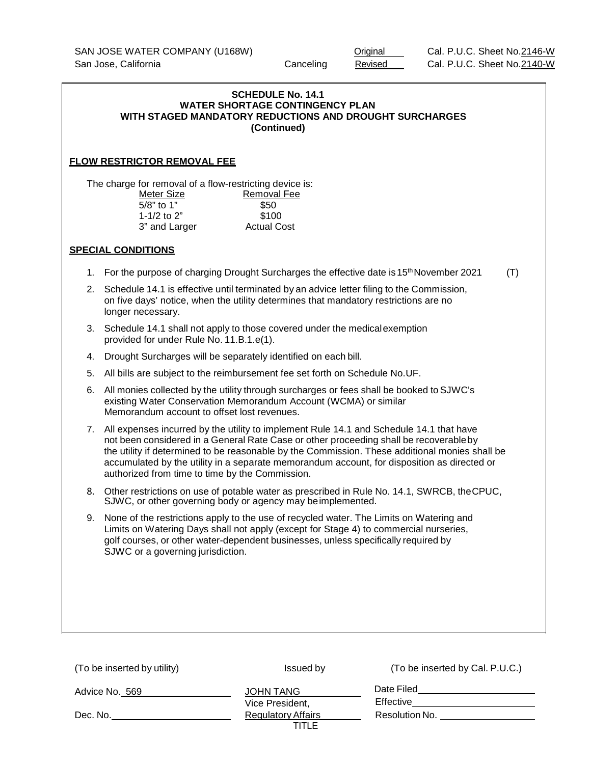SAN JOSE WATER COMPANY (U168W) Original Cal. P.U.C. Sheet No.2146-W
San Jose, California Canceling Revised Cal. P.U.C. Sheet No.2140-W

**SCHEDULE No. 14.1**
**WATER SHORTAGE CONTINGENCY PLAN**
**WITH STAGED MANDATORY REDUCTIONS AND DROUGHT SURCHARGES**
**(Continued)**

**FLOW RESTRICTOR REMOVAL FEE**

The charge for removal of a flow-restricting device is:

| Meter Size | Removal Fee |
|---|---|
| 5/8" to 1" | \$50 |
| 1-1/2 to 2" | \$100 |
| 3" and Larger | Actual Cost |

**SPECIAL CONDITIONS**

1. For the purpose of charging Drought Surcharges the effective date is 15th November 2021 (T)
2. Schedule 14.1 is effective until terminated by an advice letter filing to the Commission, on five days' notice, when the utility determines that mandatory restrictions are no longer necessary.
3. Schedule 14.1 shall not apply to those covered under the medical exemption provided for under Rule No. 11.B.1.e(1).
4. Drought Surcharges will be separately identified on each bill.
5. All bills are subject to the reimbursement fee set forth on Schedule No.UF.
6. All monies collected by the utility through surcharges or fees shall be booked to SJWC's existing Water Conservation Memorandum Account (WCMA) or similar Memorandum account to offset lost revenues.
7. All expenses incurred by the utility to implement Rule 14.1 and Schedule 14.1 that have not been considered in a General Rate Case or other proceeding shall be recoverable by the utility if determined to be reasonable by the Commission. These additional monies shall be accumulated by the utility in a separate memorandum account, for disposition as directed or authorized from time to time by the Commission.
8. Other restrictions on use of potable water as prescribed in Rule No. 14.1, SWRCB, the CPUC, SJWC, or other governing body or agency may be implemented.
9. None of the restrictions apply to the use of recycled water. The Limits on Watering and Limits on Watering Days shall not apply (except for Stage 4) to commercial nurseries, golf courses, or other water-dependent businesses, unless specifically required by SJWC or a governing jurisdiction.

(To be inserted by utility) Issued by (To be inserted by Cal. P.U.C.)

Advice No. 569 JOHN TANG Date Filed

Vice President, Effective

Dec. No. Regulatory Affairs Resolution No.

TITLE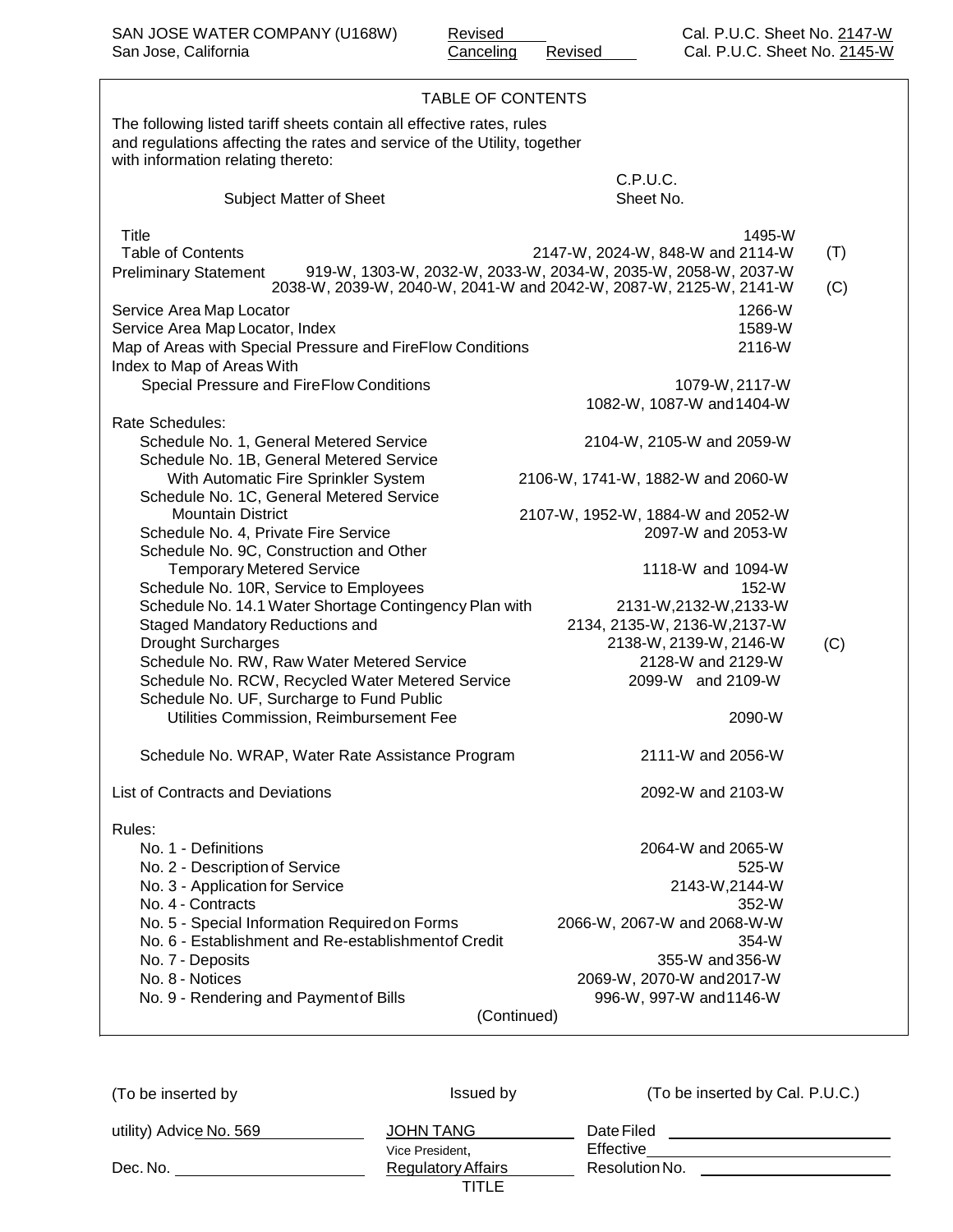SAN JOSE WATER COMPANY (U168W) — Revised — Cal. P.U.C. Sheet No. 2147-W
San Jose, California — Canceling Revised — Cal. P.U.C. Sheet No. 2145-W

## TABLE OF CONTENTS

The following listed tariff sheets contain all effective rates, rules and regulations affecting the rates and service of the Utility, together with information relating thereto:

| Subject Matter of Sheet | C.P.U.C. Sheet No. | |
|---|---|---|
| Title | 1495-W | |
| Table of Contents | 2147-W, 2024-W, 848-W and 2114-W | (T) |
| Preliminary Statement | 919-W, 1303-W, 2032-W, 2033-W, 2034-W, 2035-W, 2058-W, 2037-W 2038-W, 2039-W, 2040-W, 2041-W and 2042-W, 2087-W, 2125-W, 2141-W | (C) |
| Service Area Map Locator | 1266-W | |
| Service Area Map Locator, Index | 1589-W | |
| Map of Areas with Special Pressure and FireFlow Conditions | 2116-W | |
| Index to Map of Areas With Special Pressure and FireFlow Conditions | 1079-W, 2117-W 1082-W, 1087-W and 1404-W | |
| Rate Schedules: | | |
| Schedule No. 1, General Metered Service | 2104-W, 2105-W and 2059-W | |
| Schedule No. 1B, General Metered Service With Automatic Fire Sprinkler System | 2106-W, 1741-W, 1882-W and 2060-W | |
| Schedule No. 1C, General Metered Service Mountain District | 2107-W, 1952-W, 1884-W and 2052-W | |
| Schedule No. 4, Private Fire Service | 2097-W and 2053-W | |
| Schedule No. 9C, Construction and Other Temporary Metered Service | 1118-W and 1094-W | |
| Schedule No. 10R, Service to Employees | 152-W | |
| Schedule No. 14.1 Water Shortage Contingency Plan with Staged Mandatory Reductions and Drought Surcharges | 2131-W, 2132-W, 2133-W 2134, 2135-W, 2136-W, 2137-W 2138-W, 2139-W, 2146-W | (C) |
| Schedule No. RW, Raw Water Metered Service | 2128-W and 2129-W | |
| Schedule No. RCW, Recycled Water Metered Service | 2099-W and 2109-W | |
| Schedule No. UF, Surcharge to Fund Public Utilities Commission, Reimbursement Fee | 2090-W | |
| Schedule No. WRAP, Water Rate Assistance Program | 2111-W and 2056-W | |
| List of Contracts and Deviations | 2092-W and 2103-W | |
| Rules: | | |
| No. 1 - Definitions | 2064-W and 2065-W | |
| No. 2 - Description of Service | 525-W | |
| No. 3 - Application for Service | 2143-W, 2144-W | |
| No. 4 - Contracts | 352-W | |
| No. 5 - Special Information Required on Forms | 2066-W, 2067-W and 2068-W-W | |
| No. 6 - Establishment and Re-establishment of Credit | 354-W | |
| No. 7 - Deposits | 355-W and 356-W | |
| No. 8 - Notices | 2069-W, 2070-W and 2017-W | |
| No. 9 - Rendering and Payment of Bills | 996-W, 997-W and 1146-W | |

(Continued)

| | | |
|---|---|---|
| (To be inserted by utility) Advice No. 569 | Issued by JOHN TANG | (To be inserted by Cal. P.U.C.) Date Filed |
| Dec. No. | Vice President, Regulatory Affairs | Effective |
| | TITLE | Resolution No. |